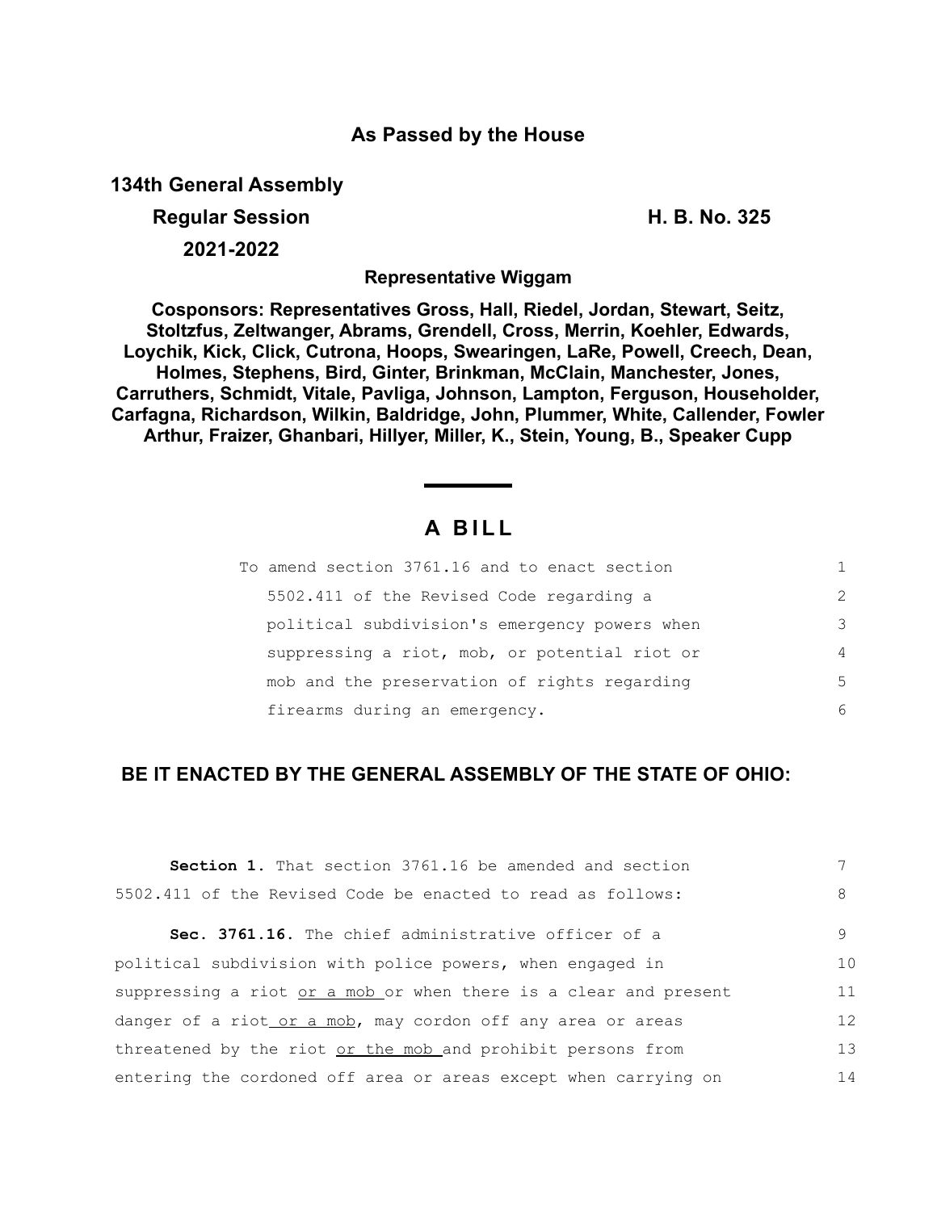**As Passed by the House**

**134th General Assembly**

**Regular Session** **H. B. No. 325**

**2021-2022**

**Representative Wiggam**

**Cosponsors: Representatives Gross, Hall, Riedel, Jordan, Stewart, Seitz, Stoltzfus, Zeltwanger, Abrams, Grendell, Cross, Merrin, Koehler, Edwards, Loychik, Kick, Click, Cutrona, Hoops, Swearingen, LaRe, Powell, Creech, Dean, Holmes, Stephens, Bird, Ginter, Brinkman, McClain, Manchester, Jones, Carruthers, Schmidt, Vitale, Pavliga, Johnson, Lampton, Ferguson, Householder, Carfagna, Richardson, Wilkin, Baldridge, John, Plummer, White, Callender, Fowler Arthur, Fraizer, Ghanbari, Hillyer, Miller, K., Stein, Young, B., Speaker Cupp**

# A BILL

To amend section 3761.16 and to enact section 5502.411 of the Revised Code regarding a political subdivision's emergency powers when suppressing a riot, mob, or potential riot or mob and the preservation of rights regarding firearms during an emergency.

**BE IT ENACTED BY THE GENERAL ASSEMBLY OF THE STATE OF OHIO:**

**Section 1.** That section 3761.16 be amended and section 5502.411 of the Revised Code be enacted to read as follows:

**Sec. 3761.16.** The chief administrative officer of a political subdivision with police powers, when engaged in suppressing a riot <u>or a mob</u> or when there is a clear and present danger of a riot<u> or a mob</u>, may cordon off any area or areas threatened by the riot <u>or the mob</u> and prohibit persons from entering the cordoned off area or areas except when carrying on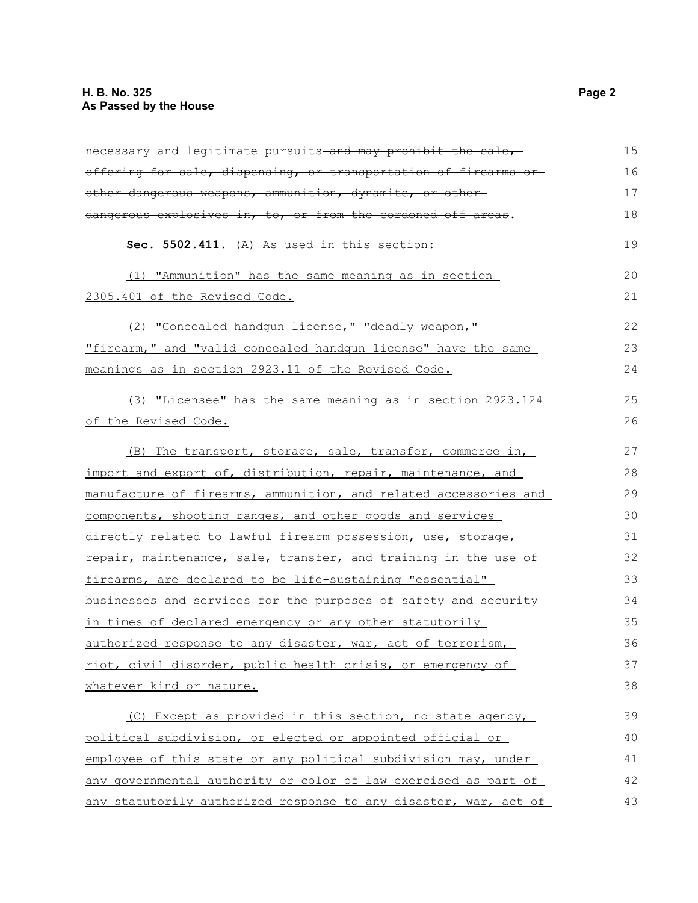necessary and legitimate pursuits~~ and may prohibit the sale, offering for sale, dispensing, or transportation of firearms or other dangerous weapons, ammunition, dynamite, or other dangerous explosives in, to, or from the cordoned off areas~~.

**Sec. 5502.411.** <u>(A) As used in this section:</u>

<u>(1) "Ammunition" has the same meaning as in section 2305.401 of the Revised Code.</u>

<u>(2) "Concealed handgun license," "deadly weapon," "firearm," and "valid concealed handgun license" have the same meanings as in section 2923.11 of the Revised Code.</u>

<u>(3) "Licensee" has the same meaning as in section 2923.124 of the Revised Code.</u>

<u>(B) The transport, storage, sale, transfer, commerce in, import and export of, distribution, repair, maintenance, and manufacture of firearms, ammunition, and related accessories and components, shooting ranges, and other goods and services directly related to lawful firearm possession, use, storage, repair, maintenance, sale, transfer, and training in the use of firearms, are declared to be life-sustaining "essential" businesses and services for the purposes of safety and security in times of declared emergency or any other statutorily authorized response to any disaster, war, act of terrorism, riot, civil disorder, public health crisis, or emergency of whatever kind or nature.</u>

<u>(C) Except as provided in this section, no state agency, political subdivision, or elected or appointed official or employee of this state or any political subdivision may, under any governmental authority or color of law exercised as part of any statutorily authorized response to any disaster, war, act of</u>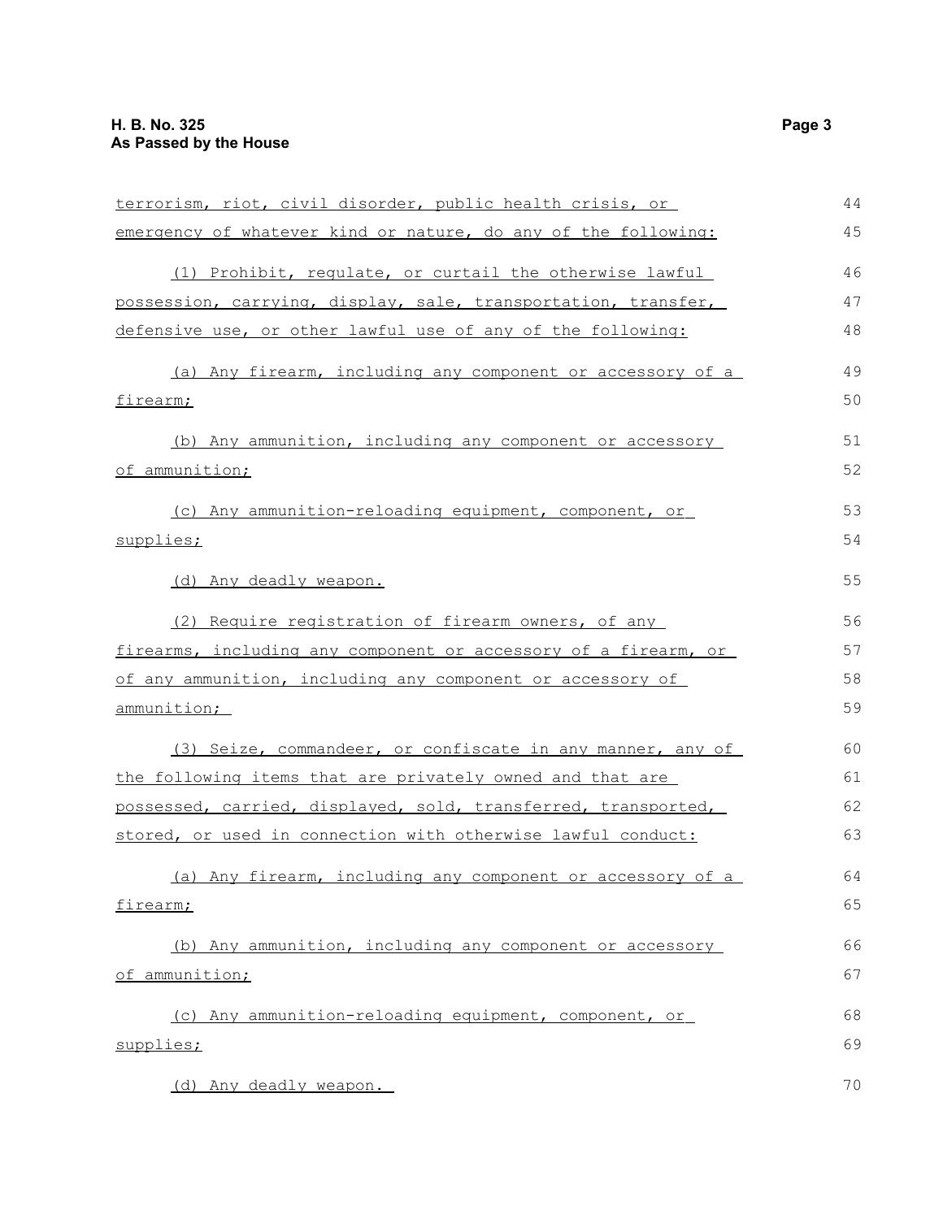terrorism, riot, civil disorder, public health crisis, or emergency of whatever kind or nature, do any of the following:

(1) Prohibit, regulate, or curtail the otherwise lawful possession, carrying, display, sale, transportation, transfer, defensive use, or other lawful use of any of the following:

(a) Any firearm, including any component or accessory of a firearm;

(b) Any ammunition, including any component or accessory of ammunition;

(c) Any ammunition-reloading equipment, component, or supplies;

(d) Any deadly weapon.

(2) Require registration of firearm owners, of any firearms, including any component or accessory of a firearm, or of any ammunition, including any component or accessory of ammunition;

(3) Seize, commandeer, or confiscate in any manner, any of the following items that are privately owned and that are possessed, carried, displayed, sold, transferred, transported, stored, or used in connection with otherwise lawful conduct:

(a) Any firearm, including any component or accessory of a firearm;

(b) Any ammunition, including any component or accessory of ammunition;

(c) Any ammunition-reloading equipment, component, or supplies;

(d) Any deadly weapon.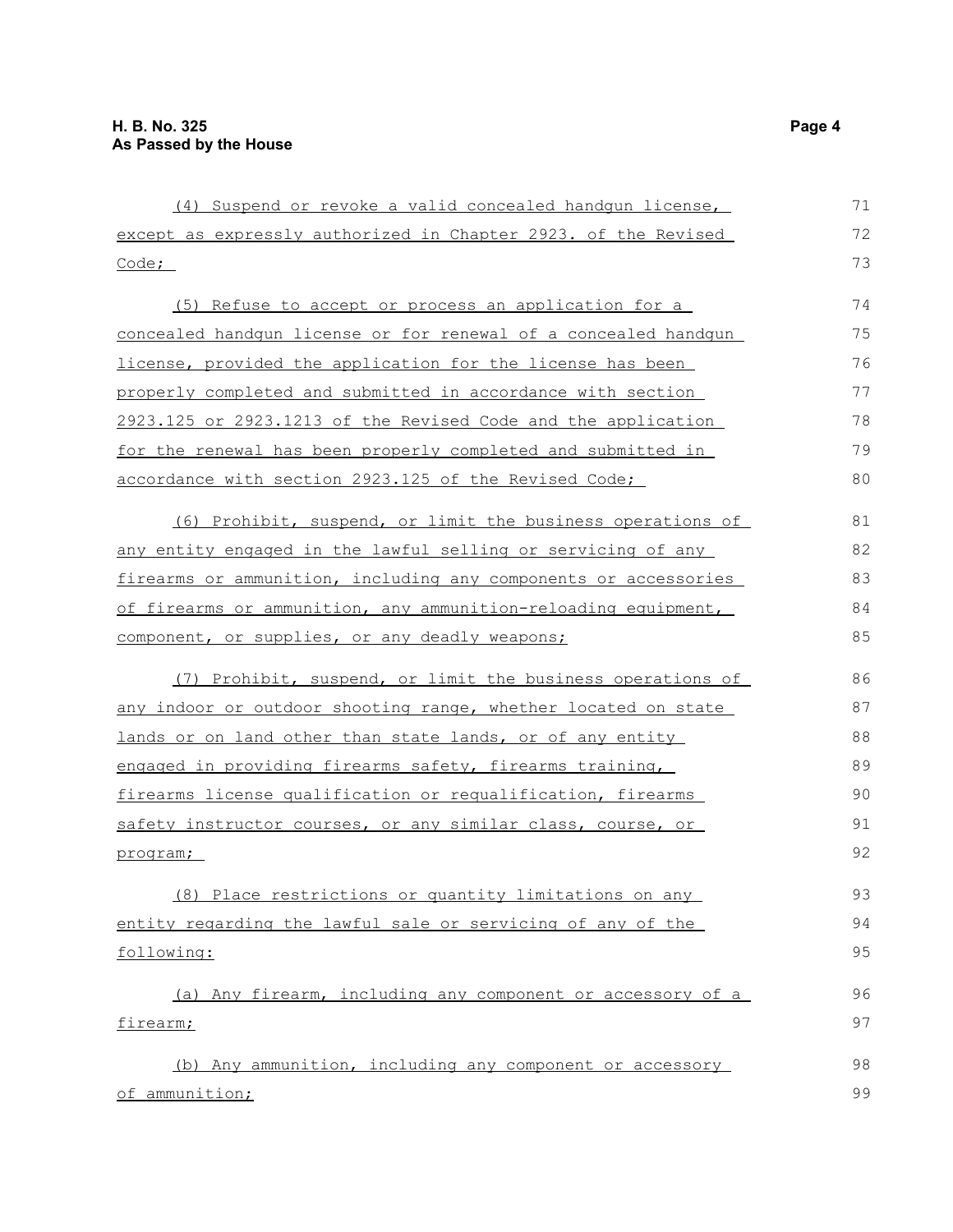(4) Suspend or revoke a valid concealed handgun license, except as expressly authorized in Chapter 2923. of the Revised Code;

(5) Refuse to accept or process an application for a concealed handgun license or for renewal of a concealed handgun license, provided the application for the license has been properly completed and submitted in accordance with section 2923.125 or 2923.1213 of the Revised Code and the application for the renewal has been properly completed and submitted in accordance with section 2923.125 of the Revised Code;

(6) Prohibit, suspend, or limit the business operations of any entity engaged in the lawful selling or servicing of any firearms or ammunition, including any components or accessories of firearms or ammunition, any ammunition-reloading equipment, component, or supplies, or any deadly weapons;

(7) Prohibit, suspend, or limit the business operations of any indoor or outdoor shooting range, whether located on state lands or on land other than state lands, or of any entity engaged in providing firearms safety, firearms training, firearms license qualification or requalification, firearms safety instructor courses, or any similar class, course, or program;

(8) Place restrictions or quantity limitations on any entity regarding the lawful sale or servicing of any of the following:

(a) Any firearm, including any component or accessory of a firearm;

(b) Any ammunition, including any component or accessory of ammunition;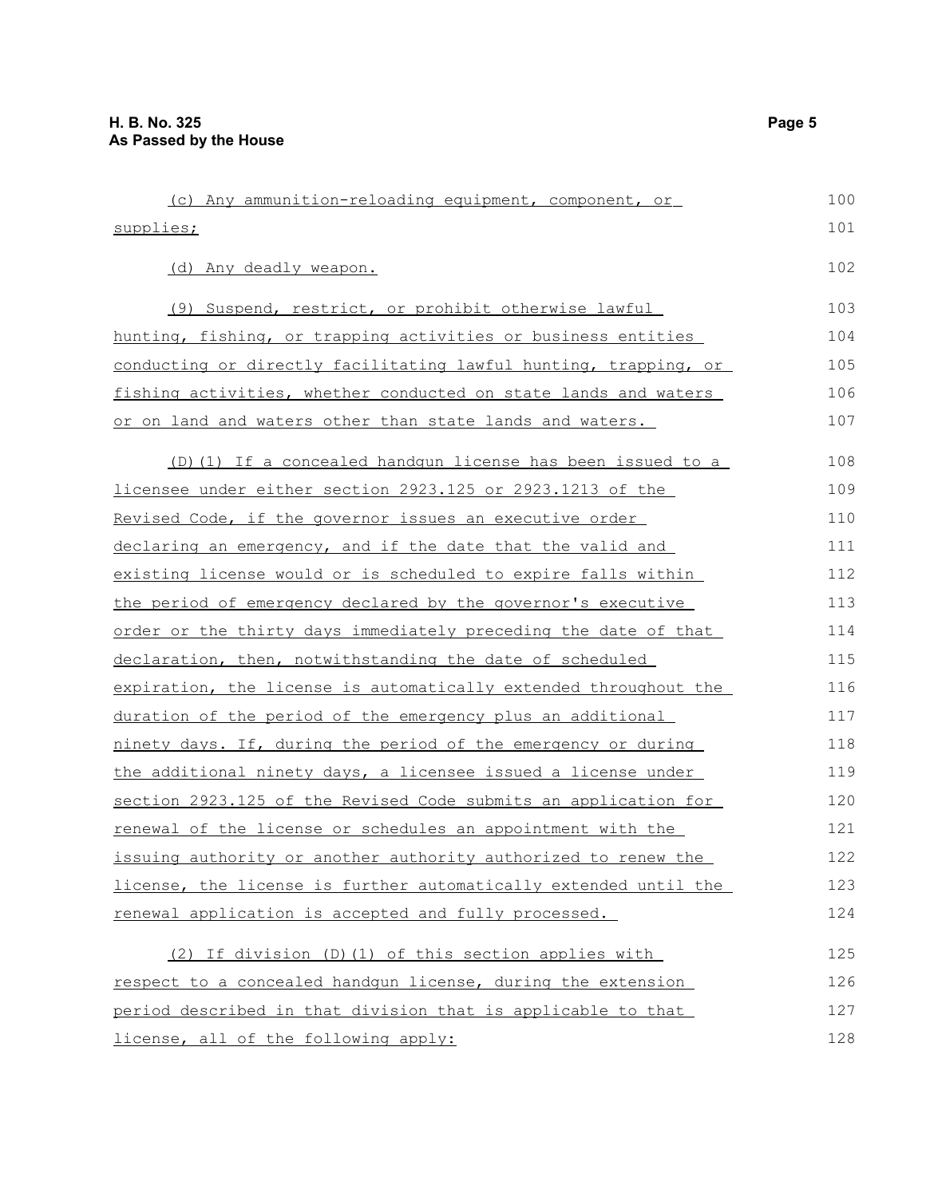(c) Any ammunition-reloading equipment, component, or supplies;

(d) Any deadly weapon.

(9) Suspend, restrict, or prohibit otherwise lawful hunting, fishing, or trapping activities or business entities conducting or directly facilitating lawful hunting, trapping, or fishing activities, whether conducted on state lands and waters or on land and waters other than state lands and waters.

(D)(1) If a concealed handgun license has been issued to a licensee under either section 2923.125 or 2923.1213 of the Revised Code, if the governor issues an executive order declaring an emergency, and if the date that the valid and existing license would or is scheduled to expire falls within the period of emergency declared by the governor's executive order or the thirty days immediately preceding the date of that declaration, then, notwithstanding the date of scheduled expiration, the license is automatically extended throughout the duration of the period of the emergency plus an additional ninety days. If, during the period of the emergency or during the additional ninety days, a licensee issued a license under section 2923.125 of the Revised Code submits an application for renewal of the license or schedules an appointment with the issuing authority or another authority authorized to renew the license, the license is further automatically extended until the renewal application is accepted and fully processed.

(2) If division (D)(1) of this section applies with respect to a concealed handgun license, during the extension period described in that division that is applicable to that license, all of the following apply: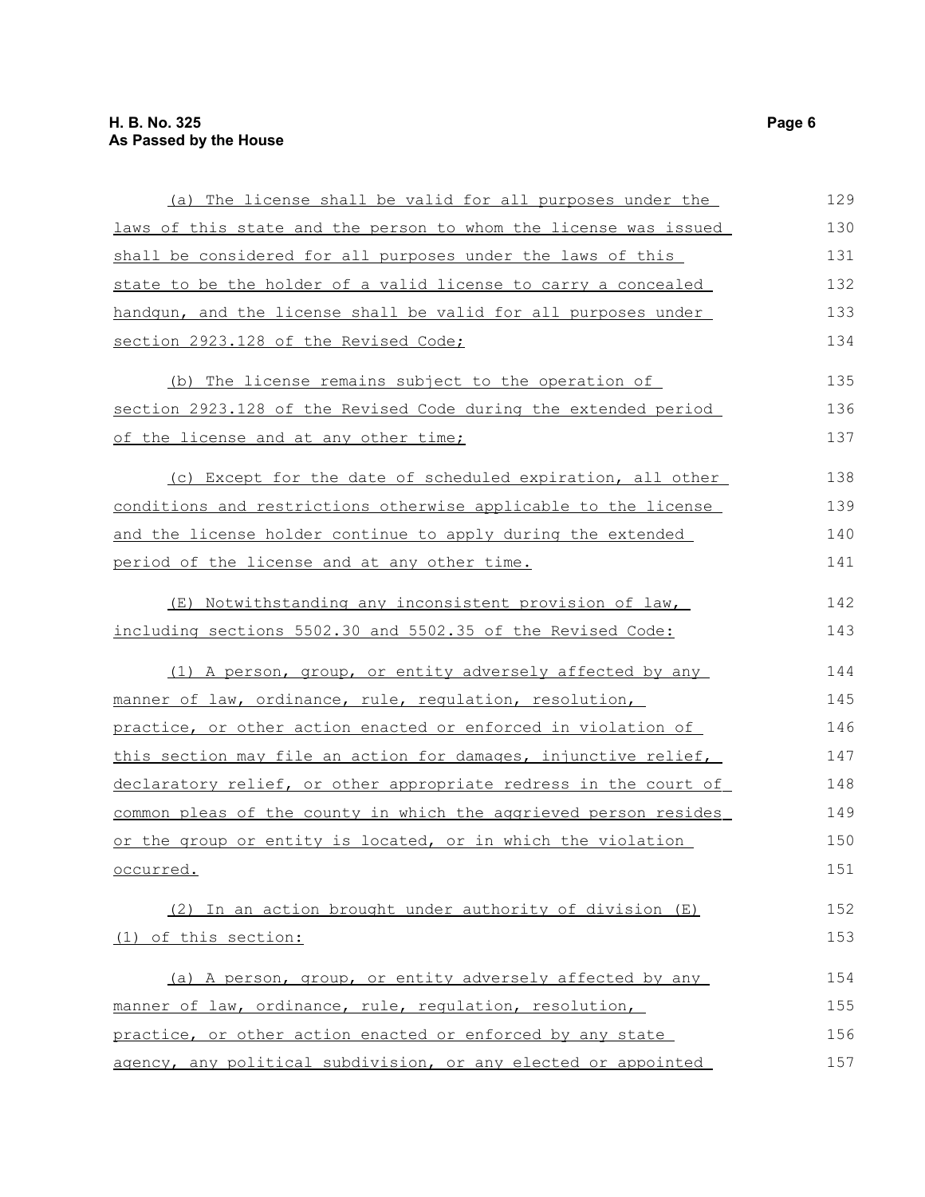(a) The license shall be valid for all purposes under the laws of this state and the person to whom the license was issued shall be considered for all purposes under the laws of this state to be the holder of a valid license to carry a concealed handgun, and the license shall be valid for all purposes under section 2923.128 of the Revised Code;

(b) The license remains subject to the operation of section 2923.128 of the Revised Code during the extended period of the license and at any other time;

(c) Except for the date of scheduled expiration, all other conditions and restrictions otherwise applicable to the license and the license holder continue to apply during the extended period of the license and at any other time.

(E) Notwithstanding any inconsistent provision of law, including sections 5502.30 and 5502.35 of the Revised Code:

(1) A person, group, or entity adversely affected by any manner of law, ordinance, rule, regulation, resolution, practice, or other action enacted or enforced in violation of this section may file an action for damages, injunctive relief, declaratory relief, or other appropriate redress in the court of common pleas of the county in which the aggrieved person resides or the group or entity is located, or in which the violation occurred.

(2) In an action brought under authority of division (E)(1) of this section:

(a) A person, group, or entity adversely affected by any manner of law, ordinance, rule, regulation, resolution, practice, or other action enacted or enforced by any state agency, any political subdivision, or any elected or appointed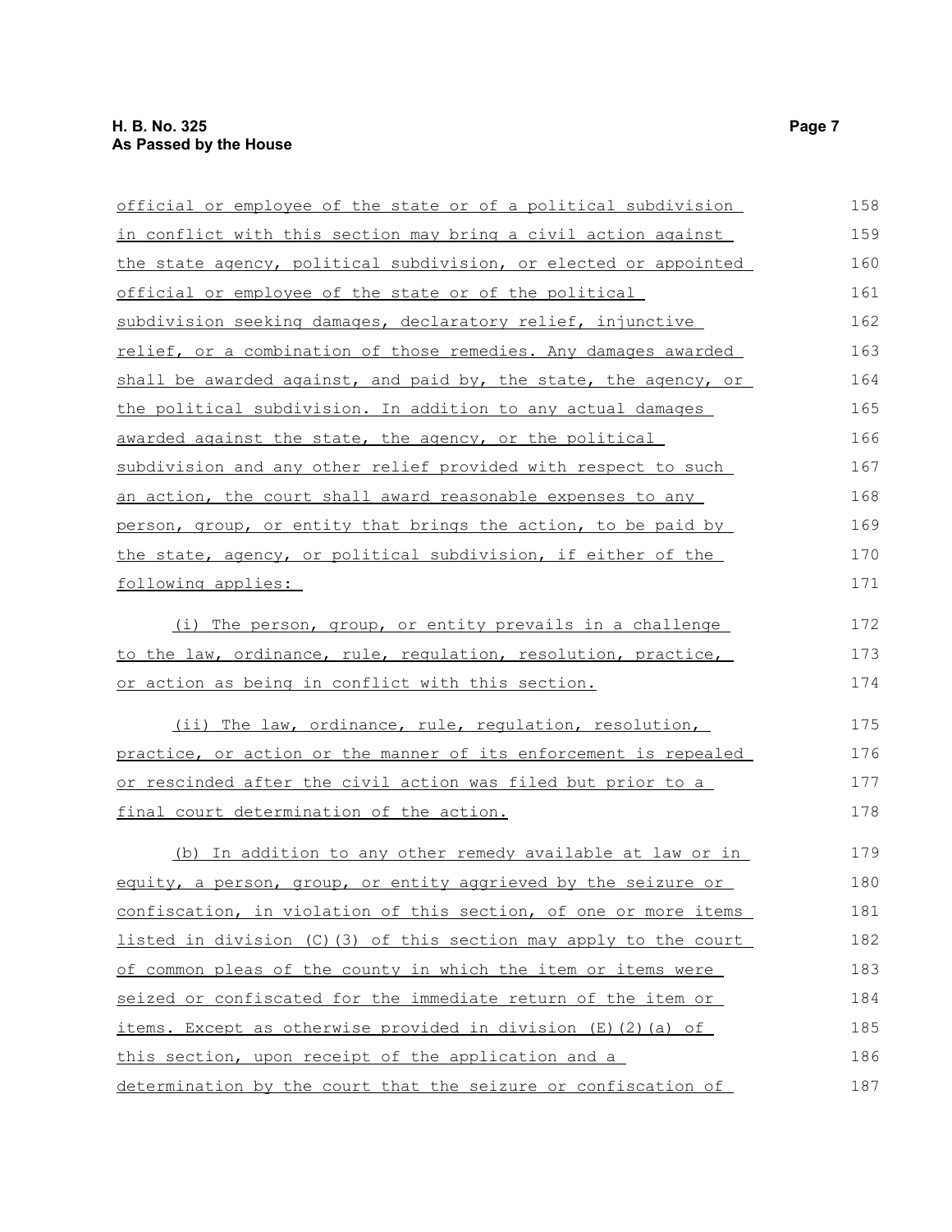official or employee of the state or of a political subdivision in conflict with this section may bring a civil action against the state agency, political subdivision, or elected or appointed official or employee of the state or of the political subdivision seeking damages, declaratory relief, injunctive relief, or a combination of those remedies. Any damages awarded shall be awarded against, and paid by, the state, the agency, or the political subdivision. In addition to any actual damages awarded against the state, the agency, or the political subdivision and any other relief provided with respect to such an action, the court shall award reasonable expenses to any person, group, or entity that brings the action, to be paid by the state, agency, or political subdivision, if either of the following applies:

(i) The person, group, or entity prevails in a challenge to the law, ordinance, rule, regulation, resolution, practice, or action as being in conflict with this section.

(ii) The law, ordinance, rule, regulation, resolution, practice, or action or the manner of its enforcement is repealed or rescinded after the civil action was filed but prior to a final court determination of the action.

(b) In addition to any other remedy available at law or in equity, a person, group, or entity aggrieved by the seizure or confiscation, in violation of this section, of one or more items listed in division (C)(3) of this section may apply to the court of common pleas of the county in which the item or items were seized or confiscated for the immediate return of the item or items. Except as otherwise provided in division (E)(2)(a) of this section, upon receipt of the application and a determination by the court that the seizure or confiscation of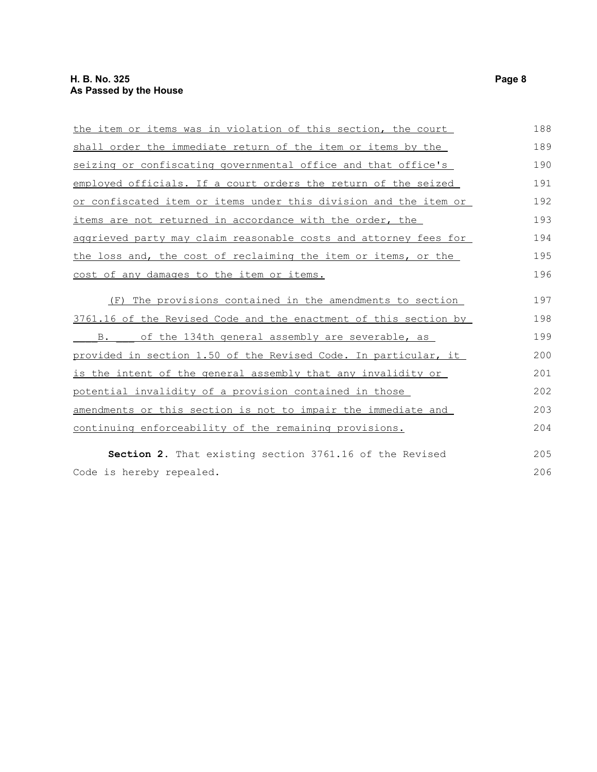the item or items was in violation of this section, the court shall order the immediate return of the item or items by the seizing or confiscating governmental office and that office's employed officials. If a court orders the return of the seized or confiscated item or items under this division and the item or items are not returned in accordance with the order, the aggrieved party may claim reasonable costs and attorney fees for the loss and, the cost of reclaiming the item or items, or the cost of any damages to the item or items.

(F) The provisions contained in the amendments to section 3761.16 of the Revised Code and the enactment of this section by ___B. ___ of the 134th general assembly are severable, as provided in section 1.50 of the Revised Code. In particular, it is the intent of the general assembly that any invalidity or potential invalidity of a provision contained in those amendments or this section is not to impair the immediate and continuing enforceability of the remaining provisions.

**Section 2.** That existing section 3761.16 of the Revised Code is hereby repealed.